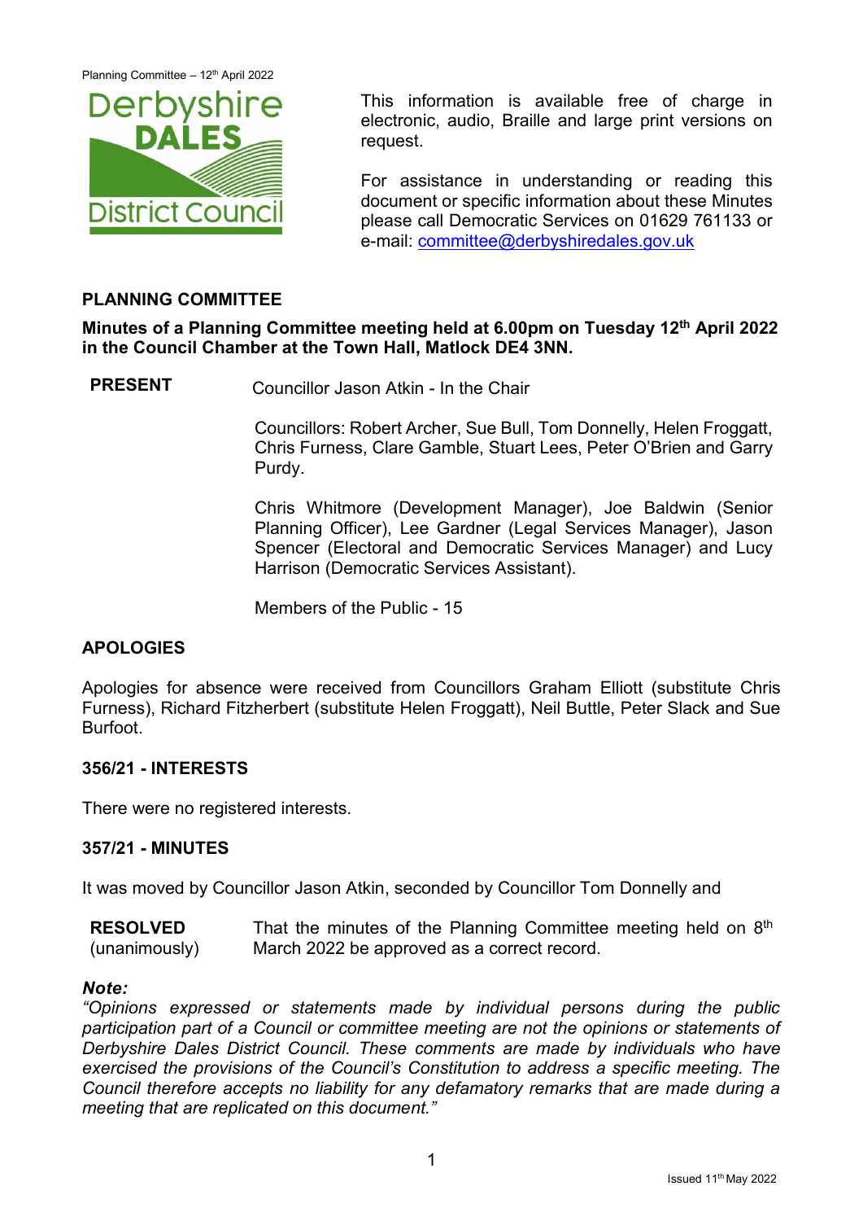This information is available free of charge in electronic, audio, Braille and large print versions on request.

For assistance in understanding or reading this document or specific information about these Minutes please call Democratic Services on 01629 761133 or e-mail: committee@derbyshiredales.gov.uk

## PLANNING COMMITTEE

**Minutes of a Planning Committee meeting held at 6.00pm on Tuesday 12th April 2022 in the Council Chamber at the Town Hall, Matlock DE4 3NN.**

**PRESENT** Councillor Jason Atkin - In the Chair

Councillors: Robert Archer, Sue Bull, Tom Donnelly, Helen Froggatt, Chris Furness, Clare Gamble, Stuart Lees, Peter O'Brien and Garry Purdy.

Chris Whitmore (Development Manager), Joe Baldwin (Senior Planning Officer), Lee Gardner (Legal Services Manager), Jason Spencer (Electoral and Democratic Services Manager) and Lucy Harrison (Democratic Services Assistant).

Members of the Public - 15

### APOLOGIES

Apologies for absence were received from Councillors Graham Elliott (substitute Chris Furness), Richard Fitzherbert (substitute Helen Froggatt), Neil Buttle, Peter Slack and Sue Burfoot.

### 356/21 - INTERESTS

There were no registered interests.

### 357/21 - MINUTES

It was moved by Councillor Jason Atkin, seconded by Councillor Tom Donnelly and

**RESOLVED** (unanimously) That the minutes of the Planning Committee meeting held on 8th March 2022 be approved as a correct record.

***Note:***
*"Opinions expressed or statements made by individual persons during the public participation part of a Council or committee meeting are not the opinions or statements of Derbyshire Dales District Council. These comments are made by individuals who have exercised the provisions of the Council's Constitution to address a specific meeting. The Council therefore accepts no liability for any defamatory remarks that are made during a meeting that are replicated on this document."*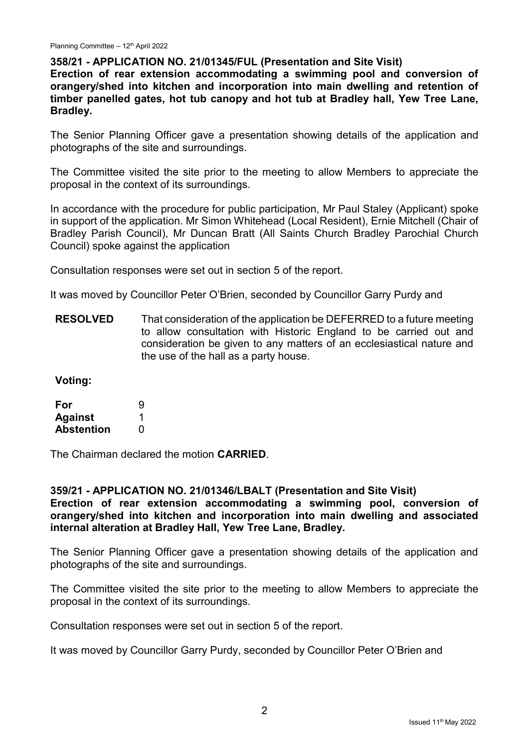### 358/21 - APPLICATION NO. 21/01345/FUL (Presentation and Site Visit)

**Erection of rear extension accommodating a swimming pool and conversion of orangery/shed into kitchen and incorporation into main dwelling and retention of timber panelled gates, hot tub canopy and hot tub at Bradley hall, Yew Tree Lane, Bradley.**

The Senior Planning Officer gave a presentation showing details of the application and photographs of the site and surroundings.

The Committee visited the site prior to the meeting to allow Members to appreciate the proposal in the context of its surroundings.

In accordance with the procedure for public participation, Mr Paul Staley (Applicant) spoke in support of the application. Mr Simon Whitehead (Local Resident), Ernie Mitchell (Chair of Bradley Parish Council), Mr Duncan Bratt (All Saints Church Bradley Parochial Church Council) spoke against the application

Consultation responses were set out in section 5 of the report.

It was moved by Councillor Peter O'Brien, seconded by Councillor Garry Purdy and

**RESOLVED** That consideration of the application be DEFERRED to a future meeting to allow consultation with Historic England to be carried out and consideration be given to any matters of an ecclesiastical nature and the use of the hall as a party house.

**Voting:**

| | |
|---|---|
| **For** | 9 |
| **Against** | 1 |
| **Abstention** | 0 |

The Chairman declared the motion **CARRIED**.

### 359/21 - APPLICATION NO. 21/01346/LBALT (Presentation and Site Visit)

**Erection of rear extension accommodating a swimming pool, conversion of orangery/shed into kitchen and incorporation into main dwelling and associated internal alteration at Bradley Hall, Yew Tree Lane, Bradley.**

The Senior Planning Officer gave a presentation showing details of the application and photographs of the site and surroundings.

The Committee visited the site prior to the meeting to allow Members to appreciate the proposal in the context of its surroundings.

Consultation responses were set out in section 5 of the report.

It was moved by Councillor Garry Purdy, seconded by Councillor Peter O'Brien and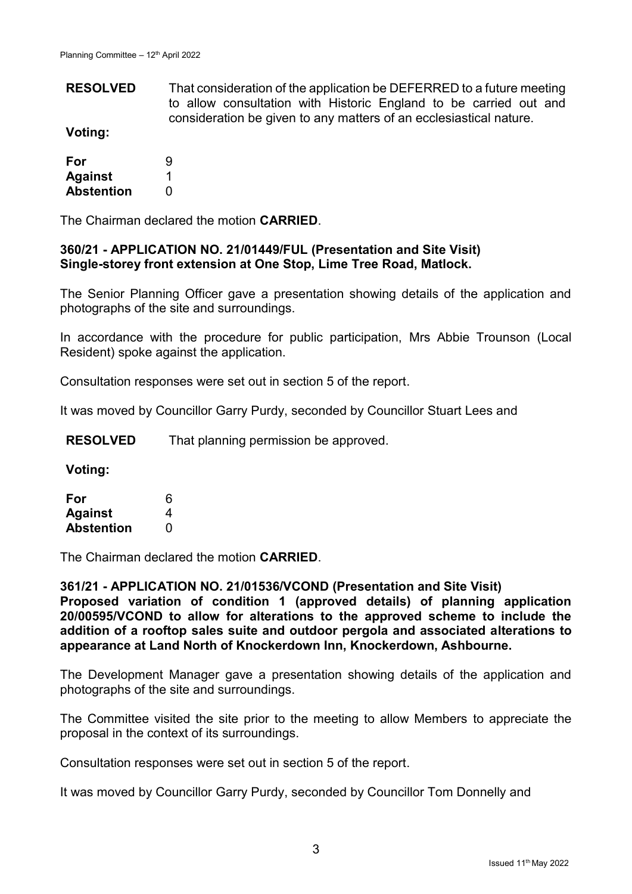**RESOLVED** That consideration of the application be DEFERRED to a future meeting to allow consultation with Historic England to be carried out and consideration be given to any matters of an ecclesiastical nature.

**Voting:**

| | |
|---|---|
| **For** | 9 |
| **Against** | 1 |
| **Abstention** | 0 |

The Chairman declared the motion **CARRIED**.

**360/21 - APPLICATION NO. 21/01449/FUL (Presentation and Site Visit)**
**Single-storey front extension at One Stop, Lime Tree Road, Matlock.**

The Senior Planning Officer gave a presentation showing details of the application and photographs of the site and surroundings.

In accordance with the procedure for public participation, Mrs Abbie Trounson (Local Resident) spoke against the application.

Consultation responses were set out in section 5 of the report.

It was moved by Councillor Garry Purdy, seconded by Councillor Stuart Lees and

**RESOLVED** That planning permission be approved.

**Voting:**

| | |
|---|---|
| **For** | 6 |
| **Against** | 4 |
| **Abstention** | 0 |

The Chairman declared the motion **CARRIED**.

**361/21 - APPLICATION NO. 21/01536/VCOND (Presentation and Site Visit)**
**Proposed variation of condition 1 (approved details) of planning application 20/00595/VCOND to allow for alterations to the approved scheme to include the addition of a rooftop sales suite and outdoor pergola and associated alterations to appearance at Land North of Knockerdown Inn, Knockerdown, Ashbourne.**

The Development Manager gave a presentation showing details of the application and photographs of the site and surroundings.

The Committee visited the site prior to the meeting to allow Members to appreciate the proposal in the context of its surroundings.

Consultation responses were set out in section 5 of the report.

It was moved by Councillor Garry Purdy, seconded by Councillor Tom Donnelly and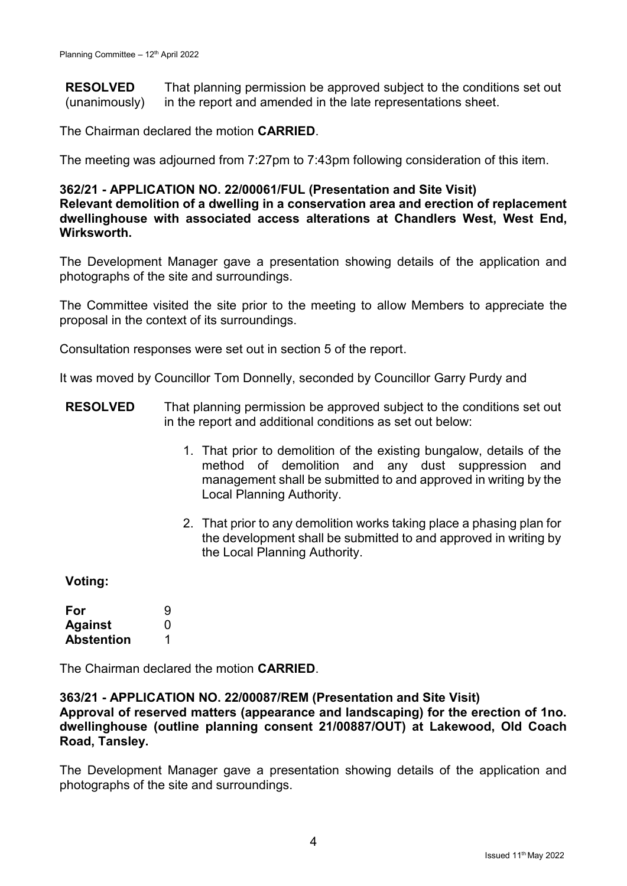**RESOLVED** (unanimously) That planning permission be approved subject to the conditions set out in the report and amended in the late representations sheet.

The Chairman declared the motion **CARRIED**.

The meeting was adjourned from 7:27pm to 7:43pm following consideration of this item.

**362/21 - APPLICATION NO. 22/00061/FUL (Presentation and Site Visit)**
**Relevant demolition of a dwelling in a conservation area and erection of replacement dwellinghouse with associated access alterations at Chandlers West, West End, Wirksworth.**

The Development Manager gave a presentation showing details of the application and photographs of the site and surroundings.

The Committee visited the site prior to the meeting to allow Members to appreciate the proposal in the context of its surroundings.

Consultation responses were set out in section 5 of the report.

It was moved by Councillor Tom Donnelly, seconded by Councillor Garry Purdy and

**RESOLVED** That planning permission be approved subject to the conditions set out in the report and additional conditions as set out below:

1. That prior to demolition of the existing bungalow, details of the method of demolition and any dust suppression and management shall be submitted to and approved in writing by the Local Planning Authority.

2. That prior to any demolition works taking place a phasing plan for the development shall be submitted to and approved in writing by the Local Planning Authority.

**Voting:**

| | |
|---|---|
| **For** | 9 |
| **Against** | 0 |
| **Abstention** | 1 |

The Chairman declared the motion **CARRIED**.

**363/21 - APPLICATION NO. 22/00087/REM (Presentation and Site Visit)**
**Approval of reserved matters (appearance and landscaping) for the erection of 1no. dwellinghouse (outline planning consent 21/00887/OUT) at Lakewood, Old Coach Road, Tansley.**

The Development Manager gave a presentation showing details of the application and photographs of the site and surroundings.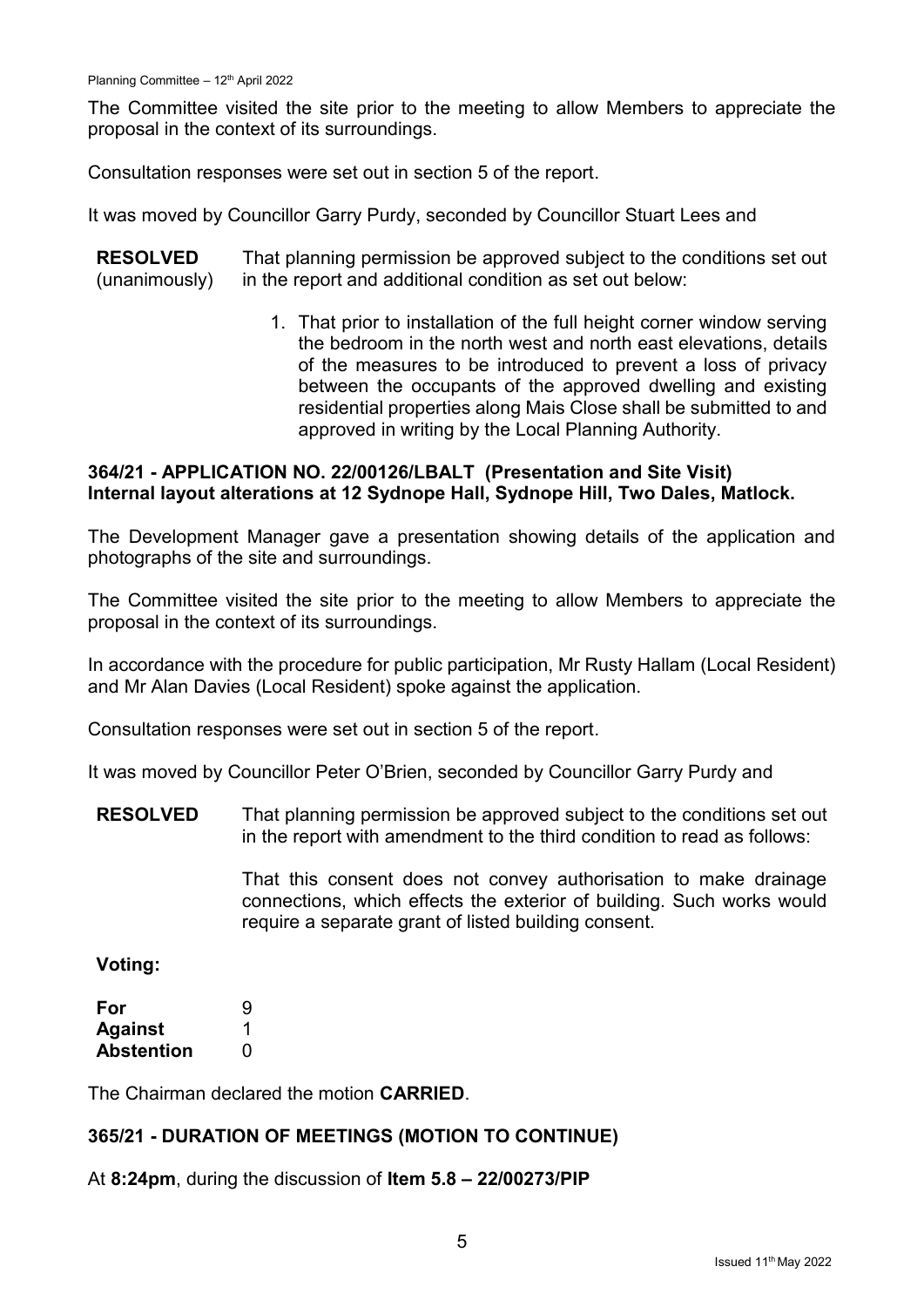The Committee visited the site prior to the meeting to allow Members to appreciate the proposal in the context of its surroundings.

Consultation responses were set out in section 5 of the report.

It was moved by Councillor Garry Purdy, seconded by Councillor Stuart Lees and

**RESOLVED** (unanimously) That planning permission be approved subject to the conditions set out in the report and additional condition as set out below:

1. That prior to installation of the full height corner window serving the bedroom in the north west and north east elevations, details of the measures to be introduced to prevent a loss of privacy between the occupants of the approved dwelling and existing residential properties along Mais Close shall be submitted to and approved in writing by the Local Planning Authority.

### 364/21 - APPLICATION NO. 22/00126/LBALT (Presentation and Site Visit)
### Internal layout alterations at 12 Sydnope Hall, Sydnope Hill, Two Dales, Matlock.

The Development Manager gave a presentation showing details of the application and photographs of the site and surroundings.

The Committee visited the site prior to the meeting to allow Members to appreciate the proposal in the context of its surroundings.

In accordance with the procedure for public participation, Mr Rusty Hallam (Local Resident) and Mr Alan Davies (Local Resident) spoke against the application.

Consultation responses were set out in section 5 of the report.

It was moved by Councillor Peter O'Brien, seconded by Councillor Garry Purdy and

**RESOLVED** That planning permission be approved subject to the conditions set out in the report with amendment to the third condition to read as follows:

That this consent does not convey authorisation to make drainage connections, which effects the exterior of building. Such works would require a separate grant of listed building consent.

**Voting:**

| | |
|---|---|
| **For** | 9 |
| **Against** | 1 |
| **Abstention** | 0 |

The Chairman declared the motion **CARRIED**.

### 365/21 - DURATION OF MEETINGS (MOTION TO CONTINUE)

At **8:24pm**, during the discussion of **Item 5.8 – 22/00273/PIP**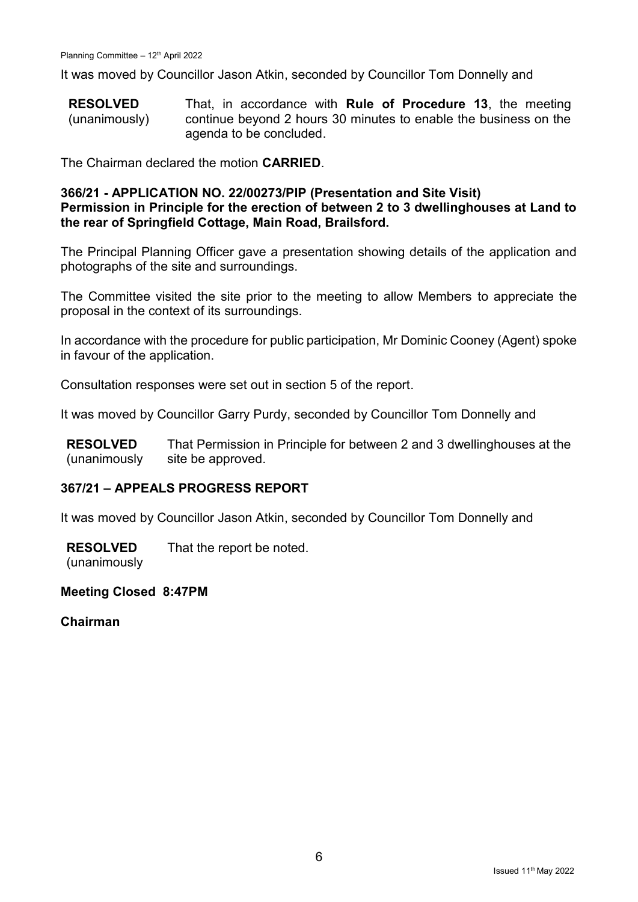It was moved by Councillor Jason Atkin, seconded by Councillor Tom Donnelly and

| | |
|---|---|
| **RESOLVED** (unanimously) | That, in accordance with **Rule of Procedure 13**, the meeting continue beyond 2 hours 30 minutes to enable the business on the agenda to be concluded. |

The Chairman declared the motion **CARRIED**.

**366/21 - APPLICATION NO. 22/00273/PIP (Presentation and Site Visit)**
**Permission in Principle for the erection of between 2 to 3 dwellinghouses at Land to the rear of Springfield Cottage, Main Road, Brailsford.**

The Principal Planning Officer gave a presentation showing details of the application and photographs of the site and surroundings.

The Committee visited the site prior to the meeting to allow Members to appreciate the proposal in the context of its surroundings.

In accordance with the procedure for public participation, Mr Dominic Cooney (Agent) spoke in favour of the application.

Consultation responses were set out in section 5 of the report.

It was moved by Councillor Garry Purdy, seconded by Councillor Tom Donnelly and

| | |
|---|---|
| **RESOLVED** (unanimously | That Permission in Principle for between 2 and 3 dwellinghouses at the site be approved. |

## 367/21 – APPEALS PROGRESS REPORT

It was moved by Councillor Jason Atkin, seconded by Councillor Tom Donnelly and

| | |
|---|---|
| **RESOLVED** (unanimously | That the report be noted. |

**Meeting Closed 8:47PM**

**Chairman**

Issued 11th May 2022